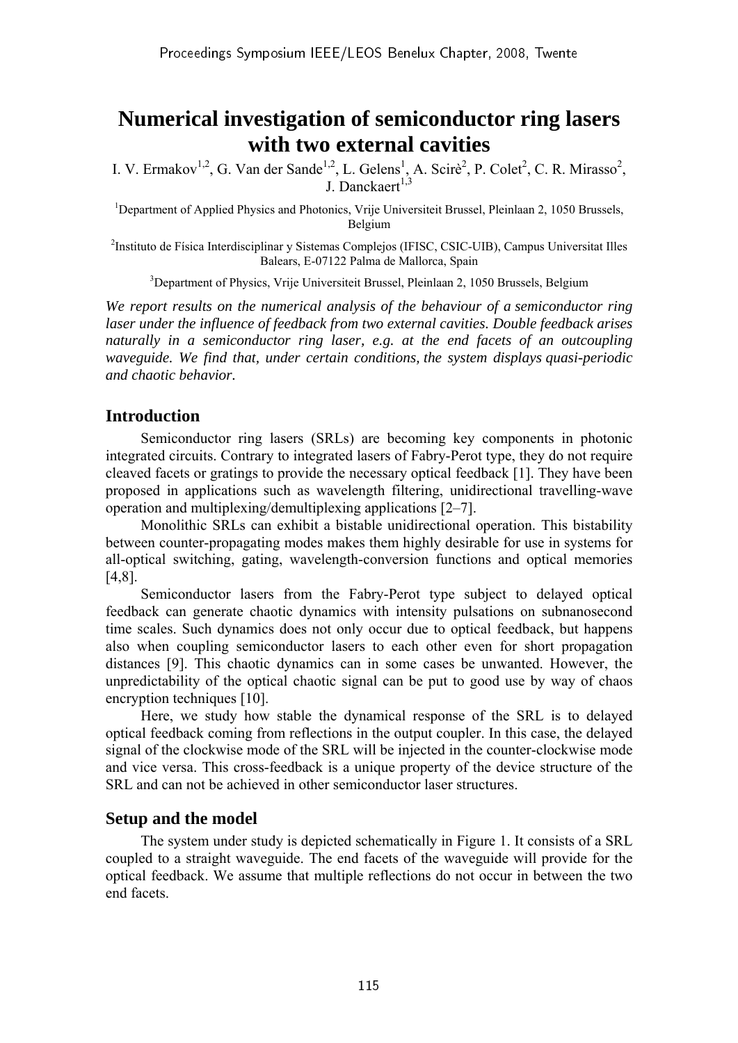# Numerical investigation of semiconductor ring lasers with two external cavities

I. V. Ermakov[1,2], G. Van der Sande[1,2], L. Gelens[1], A. Scirè[2], P. Colet[2], C. R. Mirasso[2], J. Danckaert[1,3]

[1]Department of Applied Physics and Photonics, Vrije Universiteit Brussel, Pleinlaan 2, 1050 Brussels, Belgium

[2]Instituto de Física Interdisciplinar y Sistemas Complejos (IFISC, CSIC-UIB), Campus Universitat Illes Balears, E-07122 Palma de Mallorca, Spain

[3]Department of Physics, Vrije Universiteit Brussel, Pleinlaan 2, 1050 Brussels, Belgium

*We report results on the numerical analysis of the behaviour of a semiconductor ring laser under the influence of feedback from two external cavities. Double feedback arises naturally in a semiconductor ring laser, e.g. at the end facets of an outcoupling waveguide. We find that, under certain conditions, the system displays quasi-periodic and chaotic behavior.*

## Introduction

Semiconductor ring lasers (SRLs) are becoming key components in photonic integrated circuits. Contrary to integrated lasers of Fabry-Perot type, they do not require cleaved facets or gratings to provide the necessary optical feedback [1]. They have been proposed in applications such as wavelength filtering, unidirectional travelling-wave operation and multiplexing/demultiplexing applications [2–7].

Monolithic SRLs can exhibit a bistable unidirectional operation. This bistability between counter-propagating modes makes them highly desirable for use in systems for all-optical switching, gating, wavelength-conversion functions and optical memories [4,8].

Semiconductor lasers from the Fabry-Perot type subject to delayed optical feedback can generate chaotic dynamics with intensity pulsations on subnanosecond time scales. Such dynamics does not only occur due to optical feedback, but happens also when coupling semiconductor lasers to each other even for short propagation distances [9]. This chaotic dynamics can in some cases be unwanted. However, the unpredictability of the optical chaotic signal can be put to good use by way of chaos encryption techniques [10].

Here, we study how stable the dynamical response of the SRL is to delayed optical feedback coming from reflections in the output coupler. In this case, the delayed signal of the clockwise mode of the SRL will be injected in the counter-clockwise mode and vice versa. This cross-feedback is a unique property of the device structure of the SRL and can not be achieved in other semiconductor laser structures.

## Setup and the model

The system under study is depicted schematically in Figure 1. It consists of a SRL coupled to a straight waveguide. The end facets of the waveguide will provide for the optical feedback. We assume that multiple reflections do not occur in between the two end facets.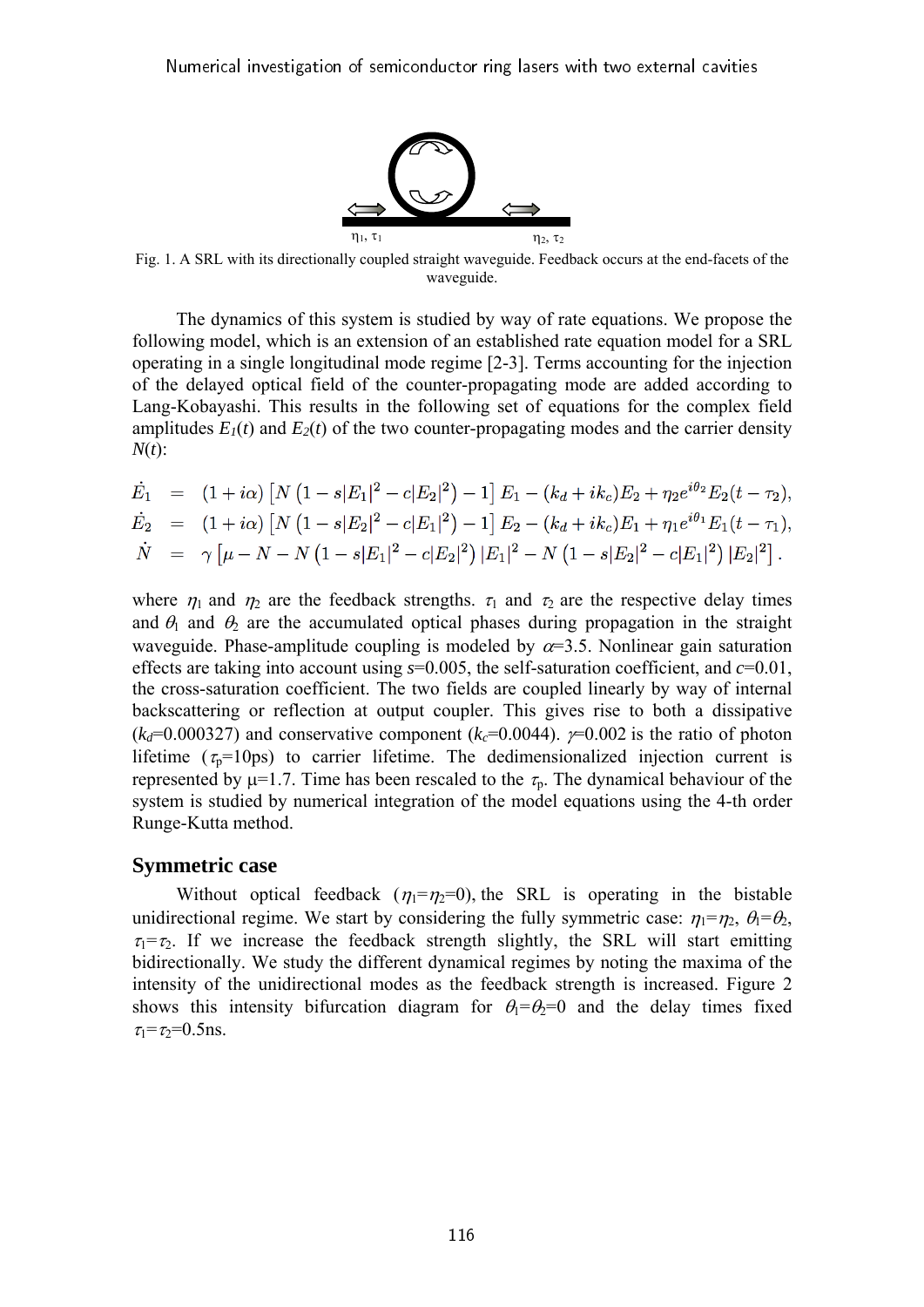$\eta_1, \tau_1$ $\eta_2, \tau_2$

Fig. 1. A SRL with its directionally coupled straight waveguide. Feedback occurs at the end-facets of the waveguide.

The dynamics of this system is studied by way of rate equations. We propose the following model, which is an extension of an established rate equation model for a SRL operating in a single longitudinal mode regime [2-3]. Terms accounting for the injection of the delayed optical field of the counter-propagating mode are added according to Lang-Kobayashi. This results in the following set of equations for the complex field amplitudes $E_1(t)$ and $E_2(t)$ of the two counter-propagating modes and the carrier density $N(t)$:

$$
\begin{aligned}
\dot{E}_1 &= (1+i\alpha)\left[N\left(1-s|E_1|^2-c|E_2|^2\right)-1\right]E_1-(k_d+ik_c)E_2+\eta_2 e^{i\theta_2}E_2(t-\tau_2), \\
\dot{E}_2 &= (1+i\alpha)\left[N\left(1-s|E_2|^2-c|E_1|^2\right)-1\right]E_2-(k_d+ik_c)E_1+\eta_1 e^{i\theta_1}E_1(t-\tau_1), \\
\dot{N} &= \gamma\left[\mu-N-N\left(1-s|E_1|^2-c|E_2|^2\right)|E_1|^2-N\left(1-s|E_2|^2-c|E_1|^2\right)|E_2|^2\right].
\end{aligned}
$$

where $\eta_1$ and $\eta_2$ are the feedback strengths. $\tau_1$ and $\tau_2$ are the respective delay times and $\theta_1$ and $\theta_2$ are the accumulated optical phases during propagation in the straight waveguide. Phase-amplitude coupling is modeled by $\alpha$=3.5. Nonlinear gain saturation effects are taking into account using $s$=0.005, the self-saturation coefficient, and $c$=0.01, the cross-saturation coefficient. The two fields are coupled linearly by way of internal backscattering or reflection at output coupler. This gives rise to both a dissipative ($k_d$=0.000327) and conservative component ($k_c$=0.0044). $\gamma$=0.002 is the ratio of photon lifetime ($\tau_p$=10ps) to carrier lifetime. The dedimensionalized injection current is represented by $\mu$=1.7. Time has been rescaled to the $\tau_p$. The dynamical behaviour of the system is studied by numerical integration of the model equations using the 4-th order Runge-Kutta method.

## Symmetric case

Without optical feedback ($\eta_1=\eta_2=0$), the SRL is operating in the bistable unidirectional regime. We start by considering the fully symmetric case: $\eta_1=\eta_2$, $\theta_1=\theta_2$, $\tau_1=\tau_2$. If we increase the feedback strength slightly, the SRL will start emitting bidirectionally. We study the different dynamical regimes by noting the maxima of the intensity of the unidirectional modes as the feedback strength is increased. Figure 2 shows this intensity bifurcation diagram for $\theta_1=\theta_2=0$ and the delay times fixed $\tau_1=\tau_2$=0.5ns.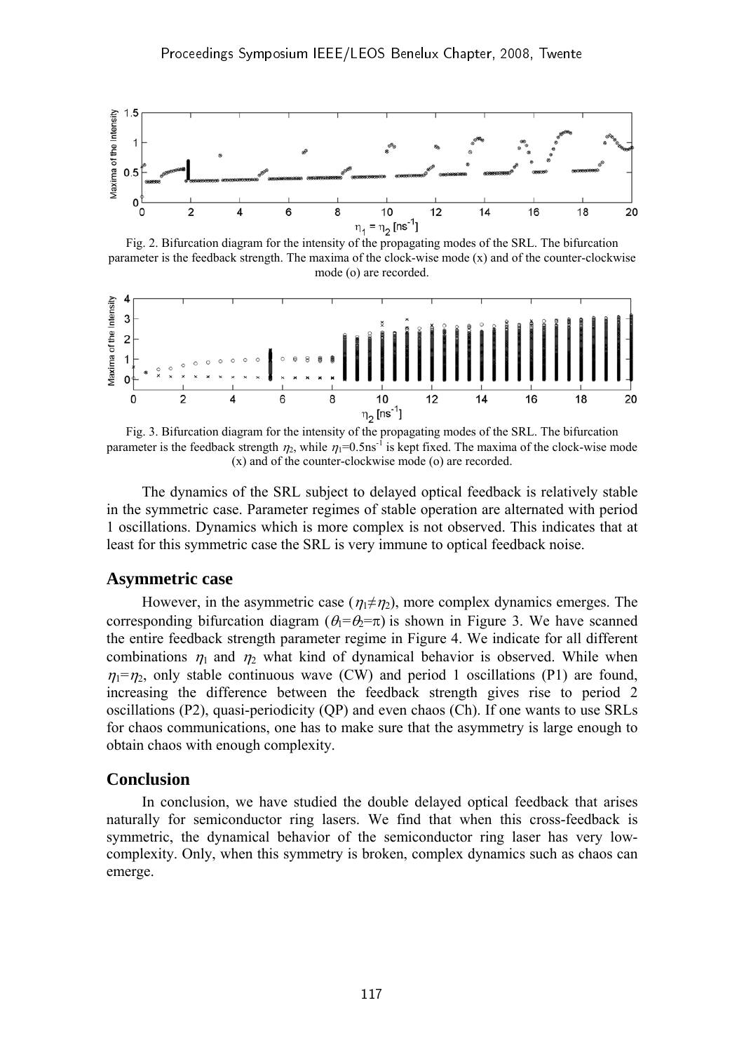Fig. 2. Bifurcation diagram for the intensity of the propagating modes of the SRL. The bifurcation parameter is the feedback strength. The maxima of the clock-wise mode (x) and of the counter-clockwise mode (o) are recorded.

Fig. 3. Bifurcation diagram for the intensity of the propagating modes of the SRL. The bifurcation parameter is the feedback strength $\eta_2$, while $\eta_1$=0.5ns$^{-1}$ is kept fixed. The maxima of the clock-wise mode (x) and of the counter-clockwise mode (o) are recorded.

The dynamics of the SRL subject to delayed optical feedback is relatively stable in the symmetric case. Parameter regimes of stable operation are alternated with period 1 oscillations. Dynamics which is more complex is not observed. This indicates that at least for this symmetric case the SRL is very immune to optical feedback noise.

## Asymmetric case

However, in the asymmetric case ($\eta_1 \neq \eta_2$), more complex dynamics emerges. The corresponding bifurcation diagram ($\theta_1 = \theta_2 = \pi$) is shown in Figure 3. We have scanned the entire feedback strength parameter regime in Figure 4. We indicate for all different combinations $\eta_1$ and $\eta_2$ what kind of dynamical behavior is observed. While when $\eta_1 = \eta_2$, only stable continuous wave (CW) and period 1 oscillations (P1) are found, increasing the difference between the feedback strength gives rise to period 2 oscillations (P2), quasi-periodicity (QP) and even chaos (Ch). If one wants to use SRLs for chaos communications, one has to make sure that the asymmetry is large enough to obtain chaos with enough complexity.

## Conclusion

In conclusion, we have studied the double delayed optical feedback that arises naturally for semiconductor ring lasers. We find that when this cross-feedback is symmetric, the dynamical behavior of the semiconductor ring laser has very low-complexity. Only, when this symmetry is broken, complex dynamics such as chaos can emerge.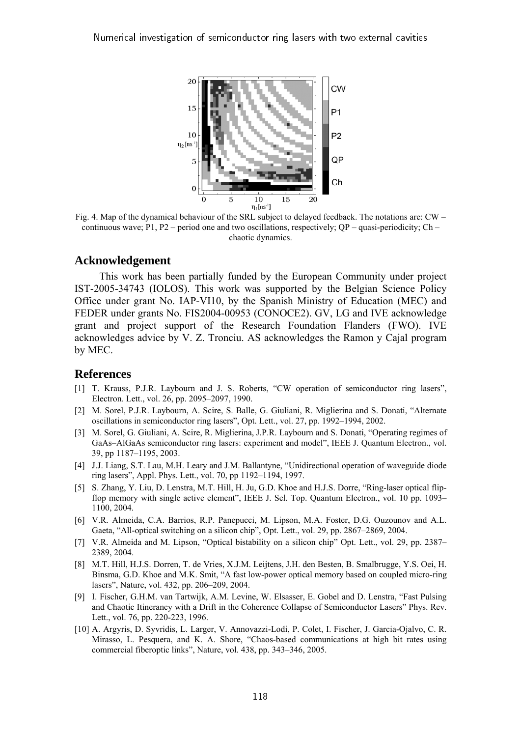20

15

10

$\eta_2$[ns$^{-1}$]

5

0

0 5 10 15 20

$\eta_1$[ns$^{-1}$]

CW

P1

P2

QP

Ch

Fig. 4. Map of the dynamical behaviour of the SRL subject to delayed feedback. The notations are: CW – continuous wave; P1, P2 – period one and two oscillations, respectively; QP – quasi-periodicity; Ch – chaotic dynamics.

## Acknowledgement

This work has been partially funded by the European Community under project IST-2005-34743 (IOLOS). This work was supported by the Belgian Science Policy Office under grant No. IAP-VI10, by the Spanish Ministry of Education (MEC) and FEDER under grants No. FIS2004-00953 (CONOCE2). GV, LG and IVE acknowledge grant and project support of the Research Foundation Flanders (FWO). IVE acknowledges advice by V. Z. Tronciu. AS acknowledges the Ramon y Cajal program by MEC.

## References

[1] T. Krauss, P.J.R. Laybourn and J. S. Roberts, "CW operation of semiconductor ring lasers", Electron. Lett., vol. 26, pp. 2095–2097, 1990.

[2] M. Sorel, P.J.R. Laybourn, A. Scire, S. Balle, G. Giuliani, R. Miglierina and S. Donati, "Alternate oscillations in semiconductor ring lasers", Opt. Lett., vol. 27, pp. 1992–1994, 2002.

[3] M. Sorel, G. Giuliani, A. Scire, R. Miglierina, J.P.R. Laybourn and S. Donati, "Operating regimes of GaAs–AlGaAs semiconductor ring lasers: experiment and model", IEEE J. Quantum Electron., vol. 39, pp 1187–1195, 2003.

[4] J.J. Liang, S.T. Lau, M.H. Leary and J.M. Ballantyne, "Unidirectional operation of waveguide diode ring lasers", Appl. Phys. Lett., vol. 70, pp 1192–1194, 1997.

[5] S. Zhang, Y. Liu, D. Lenstra, M.T. Hill, H. Ju, G.D. Khoe and H.J.S. Dorre, "Ring-laser optical flip-flop memory with single active element", IEEE J. Sel. Top. Quantum Electron., vol. 10 pp. 1093–1100, 2004.

[6] V.R. Almeida, C.A. Barrios, R.P. Panepucci, M. Lipson, M.A. Foster, D.G. Ouzounov and A.L. Gaeta, "All-optical switching on a silicon chip", Opt. Lett., vol. 29, pp. 2867–2869, 2004.

[7] V.R. Almeida and M. Lipson, "Optical bistability on a silicon chip" Opt. Lett., vol. 29, pp. 2387–2389, 2004.

[8] M.T. Hill, H.J.S. Dorren, T. de Vries, X.J.M. Leijtens, J.H. den Besten, B. Smalbrugge, Y.S. Oei, H. Binsma, G.D. Khoe and M.K. Smit, "A fast low-power optical memory based on coupled micro-ring lasers", Nature, vol. 432, pp. 206–209, 2004.

[9] I. Fischer, G.H.M. van Tartwijk, A.M. Levine, W. Elsasser, E. Gobel and D. Lenstra, "Fast Pulsing and Chaotic Itinerancy with a Drift in the Coherence Collapse of Semiconductor Lasers" Phys. Rev. Lett., vol. 76, pp. 220-223, 1996.

[10] A. Argyris, D. Syvridis, L. Larger, V. Annovazzi-Lodi, P. Colet, I. Fischer, J. Garcia-Ojalvo, C. R. Mirasso, L. Pesquera, and K. A. Shore, "Chaos-based communications at high bit rates using commercial fiberoptic links", Nature, vol. 438, pp. 343–346, 2005.